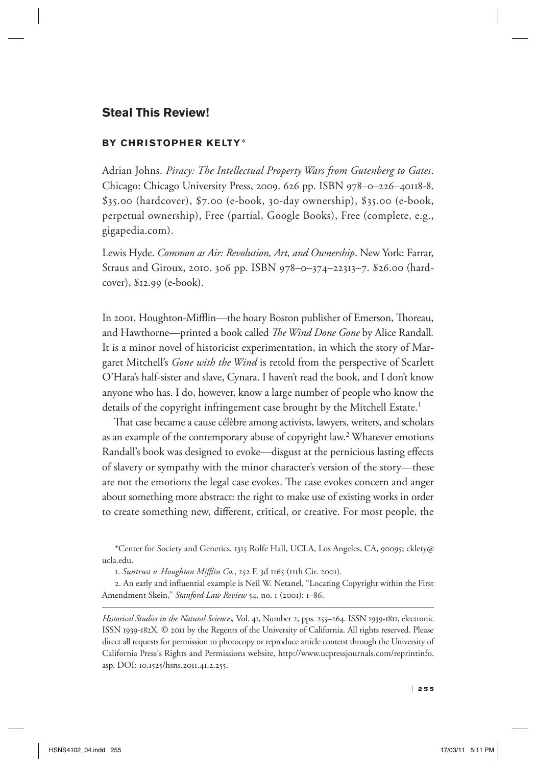# Steal This Review!

### BY CHRISTOPHER KELTY*

Adrian Johns. *Piracy: The Intellectual Property Wars from Gutenberg to Gates*. Chicago: Chicago University Press, 2009. 626 pp. ISBN 978–0–226–40118-8. $35.00 (hardcover), $7.00 (e-book, 30-day ownership), $35.00 (e-book, perpetual ownership), Free (partial, Google Books), Free (complete, e.g., gigapedia.com).

Lewis Hyde. *Common as Air: Revolution, Art, and Ownership*. New York: Farrar, Straus and Giroux, 2010. 306 pp. ISBN 978–0–374–22313–7. $26.00 (hardcover), $12.99 (e-book).

In 2001, Houghton-Mifflin—the hoary Boston publisher of Emerson, Thoreau, and Hawthorne—printed a book called *The Wind Done Gone* by Alice Randall. It is a minor novel of historicist experimentation, in which the story of Margaret Mitchell's *Gone with the Wind* is retold from the perspective of Scarlett O'Hara's half-sister and slave, Cynara. I haven't read the book, and I don't know anyone who has. I do, however, know a large number of people who know the details of the copyright infringement case brought by the Mitchell Estate.[1]

That case became a cause célèbre among activists, lawyers, writers, and scholars as an example of the contemporary abuse of copyright law.[2] Whatever emotions Randall's book was designed to evoke—disgust at the pernicious lasting effects of slavery or sympathy with the minor character's version of the story—these are not the emotions the legal case evokes. The case evokes concern and anger about something more abstract: the right to make use of existing works in order to create something new, different, critical, or creative. For most people, the

*Center for Society and Genetics, 1315 Rolfe Hall, UCLA, Los Angeles, CA, 90095; cklety@ucla.edu.

1. *Suntrust v. Houghton Mifflin Co.*, 252 F. 3d 1165 (11th Cir. 2001).

2. An early and influential example is Neil W. Netanel, "Locating Copyright within the First Amendment Skein," *Stanford Law Review* 54, no. 1 (2001): 1–86.

*Historical Studies in the Natural Sciences,* Vol. 41, Number 2, pps. 255–264. ISSN 1939-1811, electronic ISSN 1939-182X. © 2011 by the Regents of the University of California. All rights reserved. Please direct all requests for permission to photocopy or reproduce article content through the University of California Press's Rights and Permissions website, http://www.ucpressjournals.com/reprintinfo.asp. DOI: 10.1525/hsns.2011.41.2.255.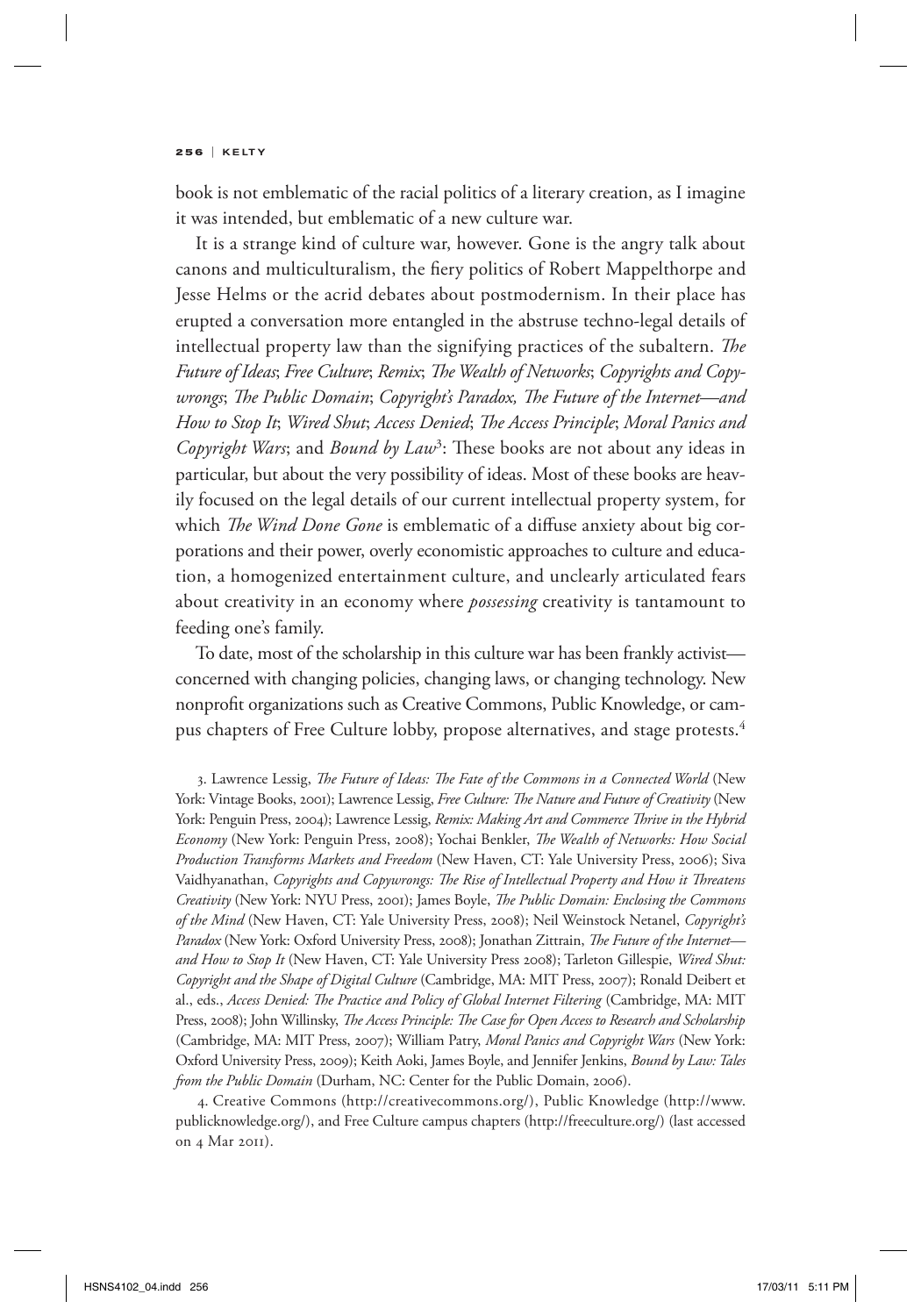book is not emblematic of the racial politics of a literary creation, as I imagine it was intended, but emblematic of a new culture war.

It is a strange kind of culture war, however. Gone is the angry talk about canons and multiculturalism, the fiery politics of Robert Mappelthorpe and Jesse Helms or the acrid debates about postmodernism. In their place has erupted a conversation more entangled in the abstruse techno-legal details of intellectual property law than the signifying practices of the subaltern. *The Future of Ideas*; *Free Culture*; *Remix*; *The Wealth of Networks*; *Copyrights and Copywrongs*; *The Public Domain*; *Copyright's Paradox, The Future of the Internet—and How to Stop It*; *Wired Shut*; *Access Denied*; *The Access Principle*; *Moral Panics and Copyright Wars*; and *Bound by Law*[3]: These books are not about any ideas in particular, but about the very possibility of ideas. Most of these books are heavily focused on the legal details of our current intellectual property system, for which *The Wind Done Gone* is emblematic of a diffuse anxiety about big corporations and their power, overly economistic approaches to culture and education, a homogenized entertainment culture, and unclearly articulated fears about creativity in an economy where *possessing* creativity is tantamount to feeding one's family.

To date, most of the scholarship in this culture war has been frankly activist—concerned with changing policies, changing laws, or changing technology. New nonprofit organizations such as Creative Commons, Public Knowledge, or campus chapters of Free Culture lobby, propose alternatives, and stage protests.[4]

3. Lawrence Lessig, *The Future of Ideas: The Fate of the Commons in a Connected World* (New York: Vintage Books, 2001); Lawrence Lessig, *Free Culture: The Nature and Future of Creativity* (New York: Penguin Press, 2004); Lawrence Lessig, *Remix: Making Art and Commerce Thrive in the Hybrid Economy* (New York: Penguin Press, 2008); Yochai Benkler, *The Wealth of Networks: How Social Production Transforms Markets and Freedom* (New Haven, CT: Yale University Press, 2006); Siva Vaidhyanathan, *Copyrights and Copywrongs: The Rise of Intellectual Property and How it Threatens Creativity* (New York: NYU Press, 2001); James Boyle, *The Public Domain: Enclosing the Commons of the Mind* (New Haven, CT: Yale University Press, 2008); Neil Weinstock Netanel, *Copyright's Paradox* (New York: Oxford University Press, 2008); Jonathan Zittrain, *The Future of the Internet—and How to Stop It* (New Haven, CT: Yale University Press 2008); Tarleton Gillespie, *Wired Shut: Copyright and the Shape of Digital Culture* (Cambridge, MA: MIT Press, 2007); Ronald Deibert et al., eds., *Access Denied: The Practice and Policy of Global Internet Filtering* (Cambridge, MA: MIT Press, 2008); John Willinsky, *The Access Principle: The Case for Open Access to Research and Scholarship* (Cambridge, MA: MIT Press, 2007); William Patry, *Moral Panics and Copyright Wars* (New York: Oxford University Press, 2009); Keith Aoki, James Boyle, and Jennifer Jenkins, *Bound by Law: Tales from the Public Domain* (Durham, NC: Center for the Public Domain, 2006).

4. Creative Commons (http://creativecommons.org/), Public Knowledge (http://www.publicknowledge.org/), and Free Culture campus chapters (http://freeculture.org/) (last accessed on 4 Mar 2011).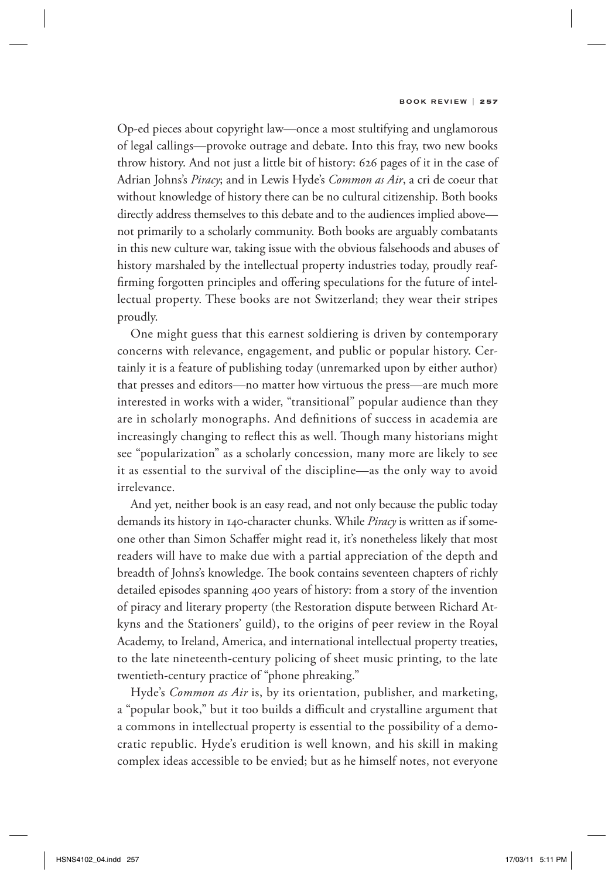Op-ed pieces about copyright law—once a most stultifying and unglamorous of legal callings—provoke outrage and debate. Into this fray, two new books throw history. And not just a little bit of history: 626 pages of it in the case of Adrian Johns's *Piracy*; and in Lewis Hyde's *Common as Air*, a cri de coeur that without knowledge of history there can be no cultural citizenship. Both books directly address themselves to this debate and to the audiences implied above—not primarily to a scholarly community. Both books are arguably combatants in this new culture war, taking issue with the obvious falsehoods and abuses of history marshaled by the intellectual property industries today, proudly reaffirming forgotten principles and offering speculations for the future of intellectual property. These books are not Switzerland; they wear their stripes proudly.

One might guess that this earnest soldiering is driven by contemporary concerns with relevance, engagement, and public or popular history. Certainly it is a feature of publishing today (unremarked upon by either author) that presses and editors—no matter how virtuous the press—are much more interested in works with a wider, "transitional" popular audience than they are in scholarly monographs. And definitions of success in academia are increasingly changing to reflect this as well. Though many historians might see "popularization" as a scholarly concession, many more are likely to see it as essential to the survival of the discipline—as the only way to avoid irrelevance.

And yet, neither book is an easy read, and not only because the public today demands its history in 140-character chunks. While *Piracy* is written as if someone other than Simon Schaffer might read it, it's nonetheless likely that most readers will have to make due with a partial appreciation of the depth and breadth of Johns's knowledge. The book contains seventeen chapters of richly detailed episodes spanning 400 years of history: from a story of the invention of piracy and literary property (the Restoration dispute between Richard Atkyns and the Stationers' guild), to the origins of peer review in the Royal Academy, to Ireland, America, and international intellectual property treaties, to the late nineteenth-century policing of sheet music printing, to the late twentieth-century practice of "phone phreaking."

Hyde's *Common as Air* is, by its orientation, publisher, and marketing, a "popular book," but it too builds a difficult and crystalline argument that a commons in intellectual property is essential to the possibility of a democratic republic. Hyde's erudition is well known, and his skill in making complex ideas accessible to be envied; but as he himself notes, not everyone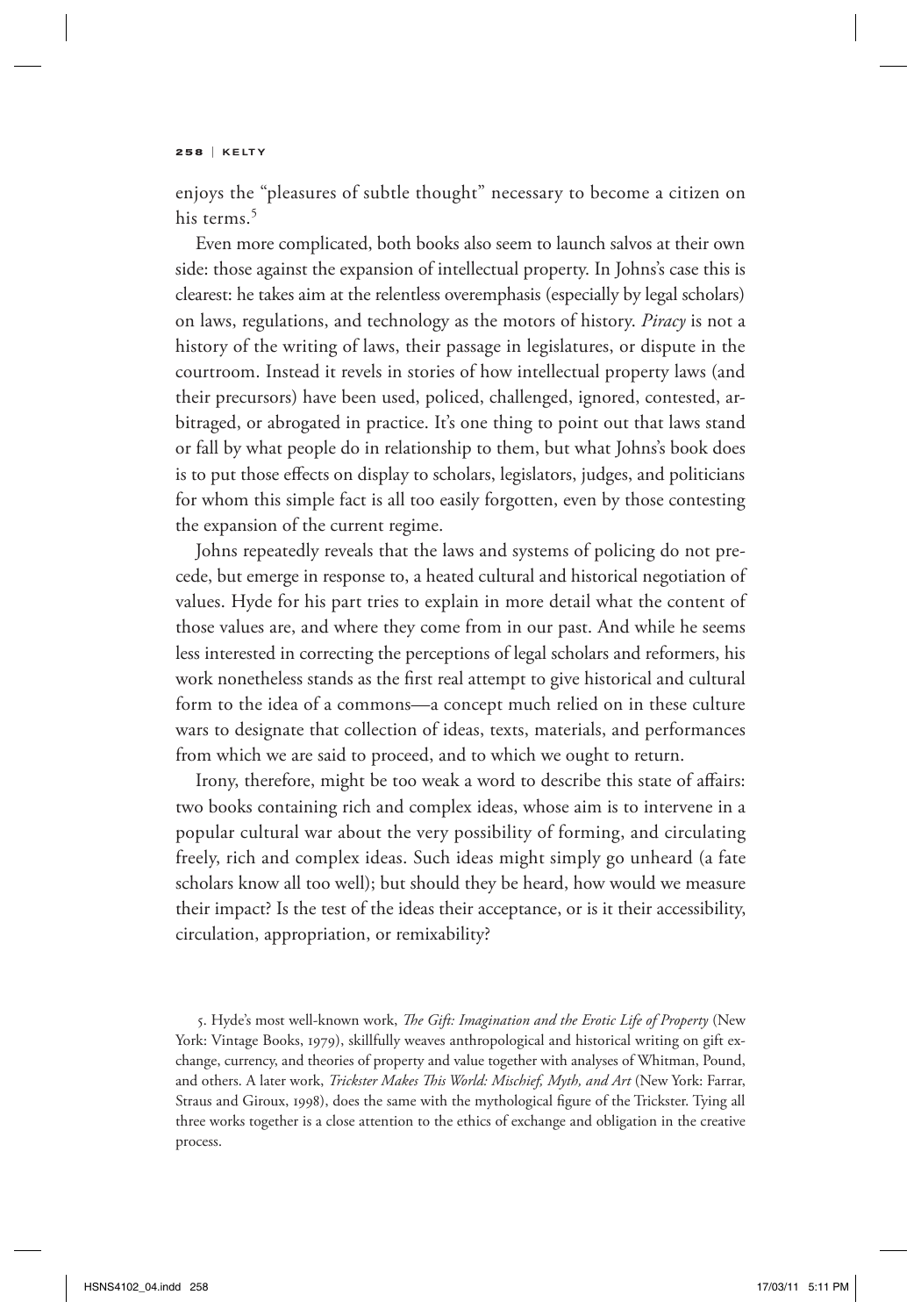enjoys the "pleasures of subtle thought" necessary to become a citizen on his terms.[5]

Even more complicated, both books also seem to launch salvos at their own side: those against the expansion of intellectual property. In Johns's case this is clearest: he takes aim at the relentless overemphasis (especially by legal scholars) on laws, regulations, and technology as the motors of history. *Piracy* is not a history of the writing of laws, their passage in legislatures, or dispute in the courtroom. Instead it revels in stories of how intellectual property laws (and their precursors) have been used, policed, challenged, ignored, contested, arbitraged, or abrogated in practice. It's one thing to point out that laws stand or fall by what people do in relationship to them, but what Johns's book does is to put those effects on display to scholars, legislators, judges, and politicians for whom this simple fact is all too easily forgotten, even by those contesting the expansion of the current regime.

Johns repeatedly reveals that the laws and systems of policing do not precede, but emerge in response to, a heated cultural and historical negotiation of values. Hyde for his part tries to explain in more detail what the content of those values are, and where they come from in our past. And while he seems less interested in correcting the perceptions of legal scholars and reformers, his work nonetheless stands as the first real attempt to give historical and cultural form to the idea of a commons—a concept much relied on in these culture wars to designate that collection of ideas, texts, materials, and performances from which we are said to proceed, and to which we ought to return.

Irony, therefore, might be too weak a word to describe this state of affairs: two books containing rich and complex ideas, whose aim is to intervene in a popular cultural war about the very possibility of forming, and circulating freely, rich and complex ideas. Such ideas might simply go unheard (a fate scholars know all too well); but should they be heard, how would we measure their impact? Is the test of the ideas their acceptance, or is it their accessibility, circulation, appropriation, or remixability?

5. Hyde's most well-known work, *The Gift: Imagination and the Erotic Life of Property* (New York: Vintage Books, 1979), skillfully weaves anthropological and historical writing on gift exchange, currency, and theories of property and value together with analyses of Whitman, Pound, and others. A later work, *Trickster Makes This World: Mischief, Myth, and Art* (New York: Farrar, Straus and Giroux, 1998), does the same with the mythological figure of the Trickster. Tying all three works together is a close attention to the ethics of exchange and obligation in the creative process.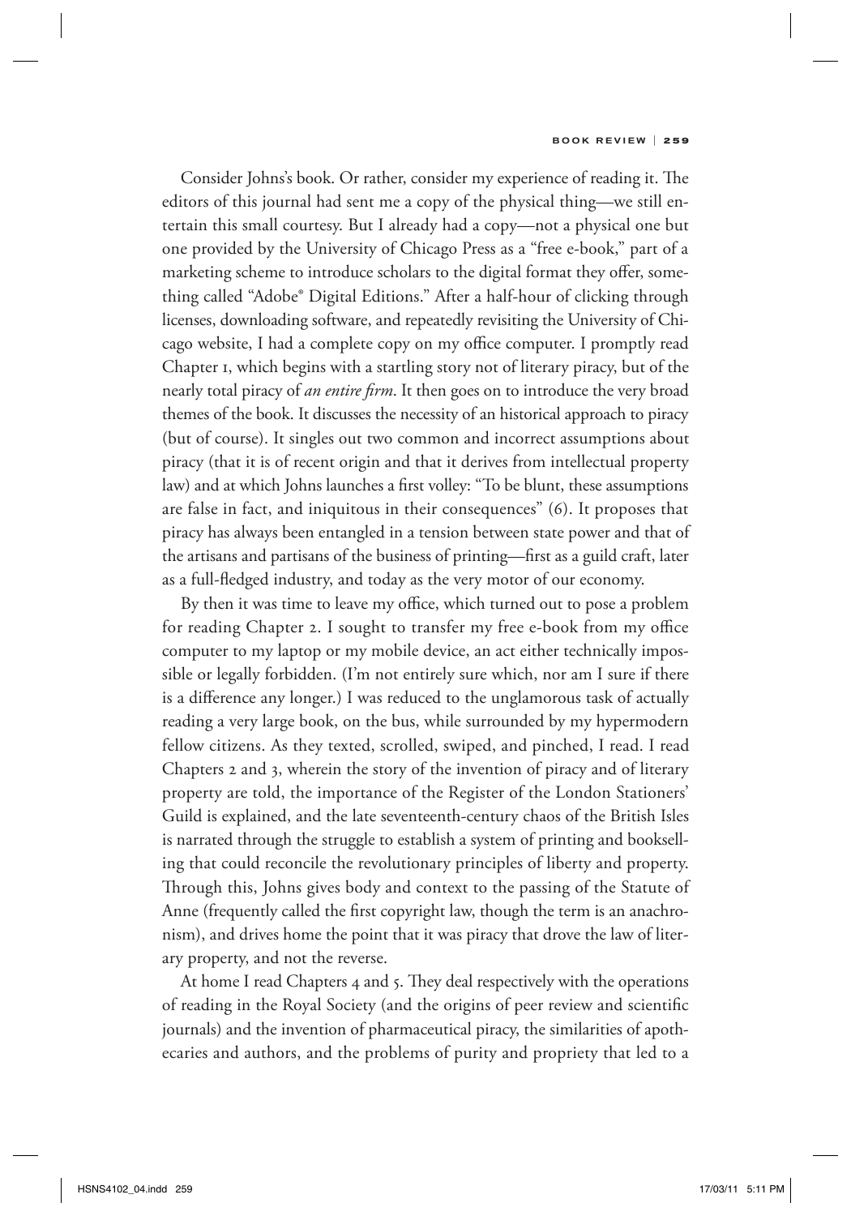Consider Johns's book. Or rather, consider my experience of reading it. The editors of this journal had sent me a copy of the physical thing—we still entertain this small courtesy. But I already had a copy—not a physical one but one provided by the University of Chicago Press as a "free e-book," part of a marketing scheme to introduce scholars to the digital format they offer, something called "Adobe® Digital Editions." After a half-hour of clicking through licenses, downloading software, and repeatedly revisiting the University of Chicago website, I had a complete copy on my office computer. I promptly read Chapter 1, which begins with a startling story not of literary piracy, but of the nearly total piracy of *an entire firm*. It then goes on to introduce the very broad themes of the book. It discusses the necessity of an historical approach to piracy (but of course). It singles out two common and incorrect assumptions about piracy (that it is of recent origin and that it derives from intellectual property law) and at which Johns launches a first volley: "To be blunt, these assumptions are false in fact, and iniquitous in their consequences" (6). It proposes that piracy has always been entangled in a tension between state power and that of the artisans and partisans of the business of printing—first as a guild craft, later as a full-fledged industry, and today as the very motor of our economy.

By then it was time to leave my office, which turned out to pose a problem for reading Chapter 2. I sought to transfer my free e-book from my office computer to my laptop or my mobile device, an act either technically impossible or legally forbidden. (I'm not entirely sure which, nor am I sure if there is a difference any longer.) I was reduced to the unglamorous task of actually reading a very large book, on the bus, while surrounded by my hypermodern fellow citizens. As they texted, scrolled, swiped, and pinched, I read. I read Chapters 2 and 3, wherein the story of the invention of piracy and of literary property are told, the importance of the Register of the London Stationers' Guild is explained, and the late seventeenth-century chaos of the British Isles is narrated through the struggle to establish a system of printing and bookselling that could reconcile the revolutionary principles of liberty and property. Through this, Johns gives body and context to the passing of the Statute of Anne (frequently called the first copyright law, though the term is an anachronism), and drives home the point that it was piracy that drove the law of literary property, and not the reverse.

At home I read Chapters 4 and 5. They deal respectively with the operations of reading in the Royal Society (and the origins of peer review and scientific journals) and the invention of pharmaceutical piracy, the similarities of apothecaries and authors, and the problems of purity and propriety that led to a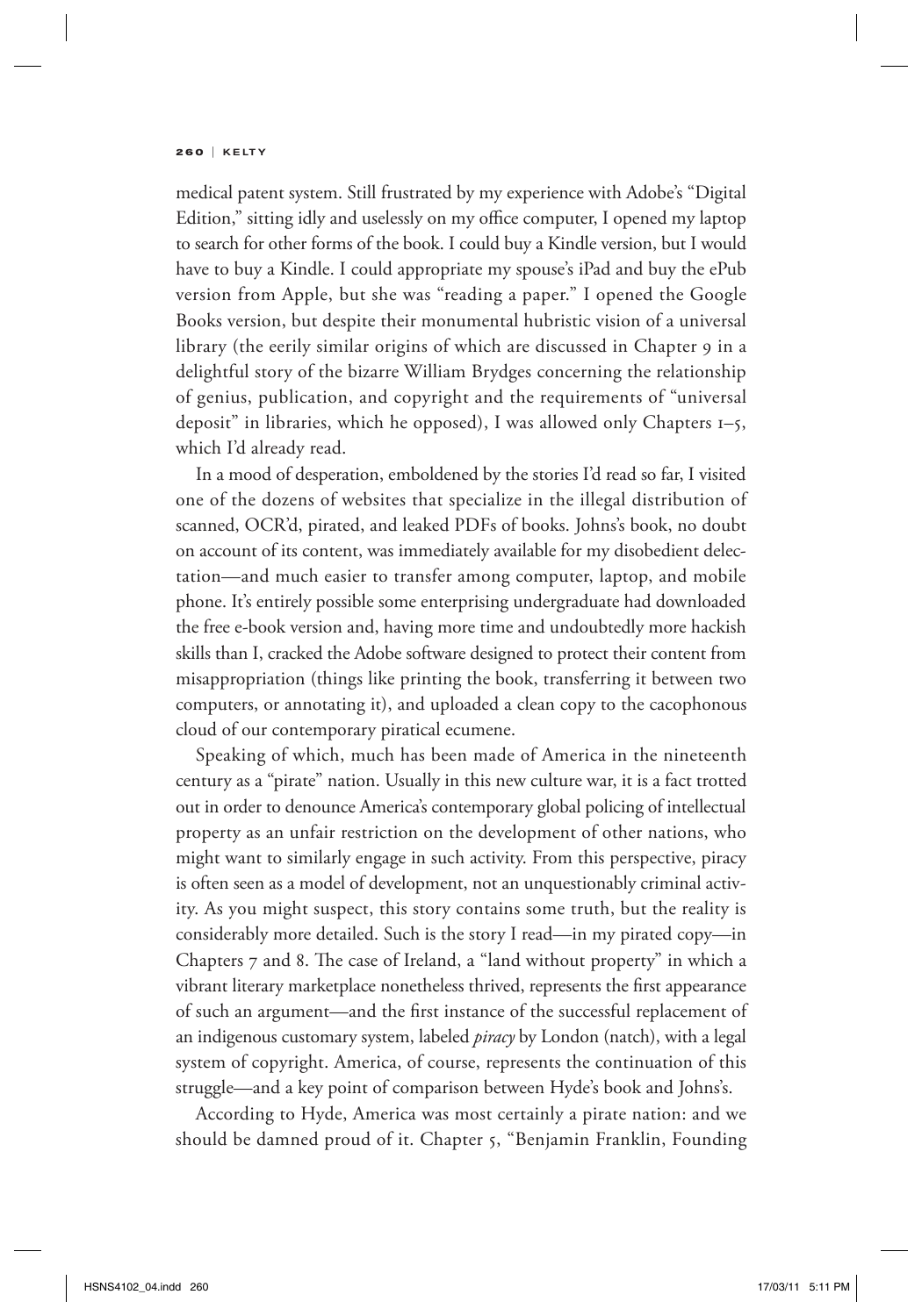medical patent system. Still frustrated by my experience with Adobe's "Digital Edition," sitting idly and uselessly on my office computer, I opened my laptop to search for other forms of the book. I could buy a Kindle version, but I would have to buy a Kindle. I could appropriate my spouse's iPad and buy the ePub version from Apple, but she was "reading a paper." I opened the Google Books version, but despite their monumental hubristic vision of a universal library (the eerily similar origins of which are discussed in Chapter 9 in a delightful story of the bizarre William Brydges concerning the relationship of genius, publication, and copyright and the requirements of "universal deposit" in libraries, which he opposed), I was allowed only Chapters 1–5, which I'd already read.

In a mood of desperation, emboldened by the stories I'd read so far, I visited one of the dozens of websites that specialize in the illegal distribution of scanned, OCR'd, pirated, and leaked PDFs of books. Johns's book, no doubt on account of its content, was immediately available for my disobedient delectation—and much easier to transfer among computer, laptop, and mobile phone. It's entirely possible some enterprising undergraduate had downloaded the free e-book version and, having more time and undoubtedly more hackish skills than I, cracked the Adobe software designed to protect their content from misappropriation (things like printing the book, transferring it between two computers, or annotating it), and uploaded a clean copy to the cacophonous cloud of our contemporary piratical ecumene.

Speaking of which, much has been made of America in the nineteenth century as a "pirate" nation. Usually in this new culture war, it is a fact trotted out in order to denounce America's contemporary global policing of intellectual property as an unfair restriction on the development of other nations, who might want to similarly engage in such activity. From this perspective, piracy is often seen as a model of development, not an unquestionably criminal activity. As you might suspect, this story contains some truth, but the reality is considerably more detailed. Such is the story I read—in my pirated copy—in Chapters 7 and 8. The case of Ireland, a "land without property" in which a vibrant literary marketplace nonetheless thrived, represents the first appearance of such an argument—and the first instance of the successful replacement of an indigenous customary system, labeled *piracy* by London (natch), with a legal system of copyright. America, of course, represents the continuation of this struggle—and a key point of comparison between Hyde's book and Johns's.

According to Hyde, America was most certainly a pirate nation: and we should be damned proud of it. Chapter 5, "Benjamin Franklin, Founding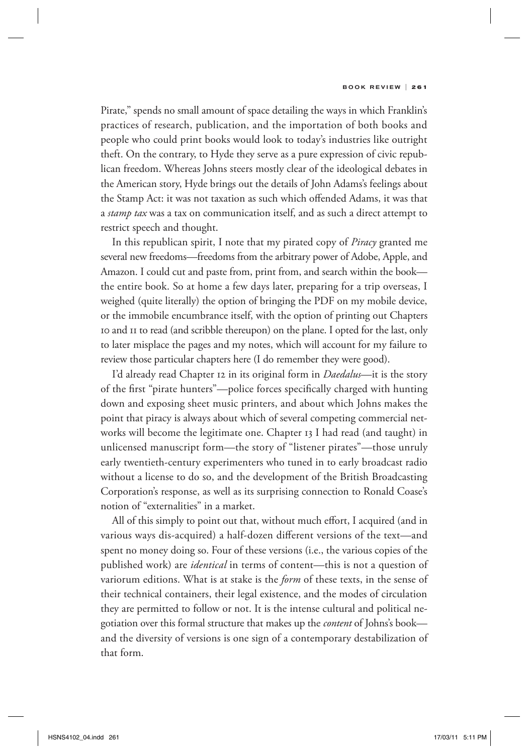Pirate," spends no small amount of space detailing the ways in which Franklin's practices of research, publication, and the importation of both books and people who could print books would look to today's industries like outright theft. On the contrary, to Hyde they serve as a pure expression of civic republican freedom. Whereas Johns steers mostly clear of the ideological debates in the American story, Hyde brings out the details of John Adams's feelings about the Stamp Act: it was not taxation as such which offended Adams, it was that a *stamp tax* was a tax on communication itself, and as such a direct attempt to restrict speech and thought.

In this republican spirit, I note that my pirated copy of *Piracy* granted me several new freedoms—freedoms from the arbitrary power of Adobe, Apple, and Amazon. I could cut and paste from, print from, and search within the book—the entire book. So at home a few days later, preparing for a trip overseas, I weighed (quite literally) the option of bringing the PDF on my mobile device, or the immobile encumbrance itself, with the option of printing out Chapters 10 and 11 to read (and scribble thereupon) on the plane. I opted for the last, only to later misplace the pages and my notes, which will account for my failure to review those particular chapters here (I do remember they were good).

I'd already read Chapter 12 in its original form in *Daedalus*—it is the story of the first "pirate hunters"—police forces specifically charged with hunting down and exposing sheet music printers, and about which Johns makes the point that piracy is always about which of several competing commercial networks will become the legitimate one. Chapter 13 I had read (and taught) in unlicensed manuscript form—the story of "listener pirates"—those unruly early twentieth-century experimenters who tuned in to early broadcast radio without a license to do so, and the development of the British Broadcasting Corporation's response, as well as its surprising connection to Ronald Coase's notion of "externalities" in a market.

All of this simply to point out that, without much effort, I acquired (and in various ways dis-acquired) a half-dozen different versions of the text—and spent no money doing so. Four of these versions (i.e., the various copies of the published work) are *identical* in terms of content—this is not a question of variorum editions. What is at stake is the *form* of these texts, in the sense of their technical containers, their legal existence, and the modes of circulation they are permitted to follow or not. It is the intense cultural and political negotiation over this formal structure that makes up the *content* of Johns's book—and the diversity of versions is one sign of a contemporary destabilization of that form.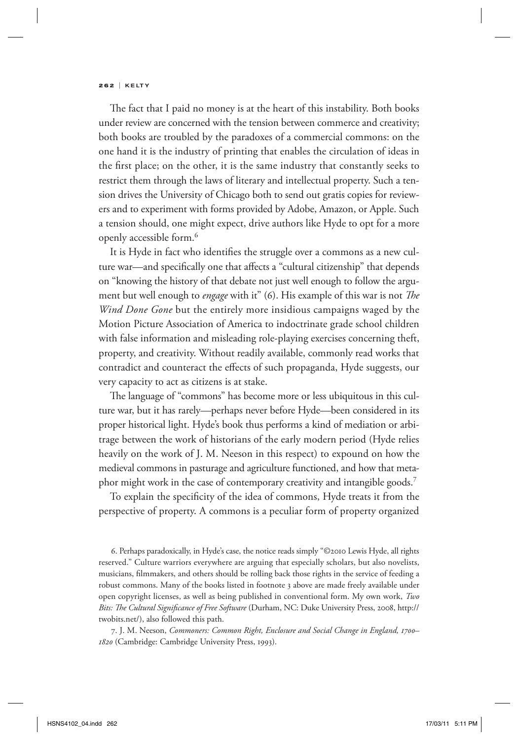The fact that I paid no money is at the heart of this instability. Both books under review are concerned with the tension between commerce and creativity; both books are troubled by the paradoxes of a commercial commons: on the one hand it is the industry of printing that enables the circulation of ideas in the first place; on the other, it is the same industry that constantly seeks to restrict them through the laws of literary and intellectual property. Such a tension drives the University of Chicago both to send out gratis copies for reviewers and to experiment with forms provided by Adobe, Amazon, or Apple. Such a tension should, one might expect, drive authors like Hyde to opt for a more openly accessible form.[6]

It is Hyde in fact who identifies the struggle over a commons as a new culture war—and specifically one that affects a "cultural citizenship" that depends on "knowing the history of that debate not just well enough to follow the argument but well enough to *engage* with it" (6). His example of this war is not *The Wind Done Gone* but the entirely more insidious campaigns waged by the Motion Picture Association of America to indoctrinate grade school children with false information and misleading role-playing exercises concerning theft, property, and creativity. Without readily available, commonly read works that contradict and counteract the effects of such propaganda, Hyde suggests, our very capacity to act as citizens is at stake.

The language of "commons" has become more or less ubiquitous in this culture war, but it has rarely—perhaps never before Hyde—been considered in its proper historical light. Hyde's book thus performs a kind of mediation or arbitrage between the work of historians of the early modern period (Hyde relies heavily on the work of J. M. Neeson in this respect) to expound on how the medieval commons in pasturage and agriculture functioned, and how that metaphor might work in the case of contemporary creativity and intangible goods.[7]

To explain the specificity of the idea of commons, Hyde treats it from the perspective of property. A commons is a peculiar form of property organized

6. Perhaps paradoxically, in Hyde's case, the notice reads simply "©2010 Lewis Hyde, all rights reserved." Culture warriors everywhere are arguing that especially scholars, but also novelists, musicians, filmmakers, and others should be rolling back those rights in the service of feeding a robust commons. Many of the books listed in footnote 3 above are made freely available under open copyright licenses, as well as being published in conventional form. My own work, *Two Bits: The Cultural Significance of Free Software* (Durham, NC: Duke University Press, 2008, http://twobits.net/), also followed this path.

7. J. M. Neeson, *Commoners: Common Right, Enclosure and Social Change in England, 1700–1820* (Cambridge: Cambridge University Press, 1993).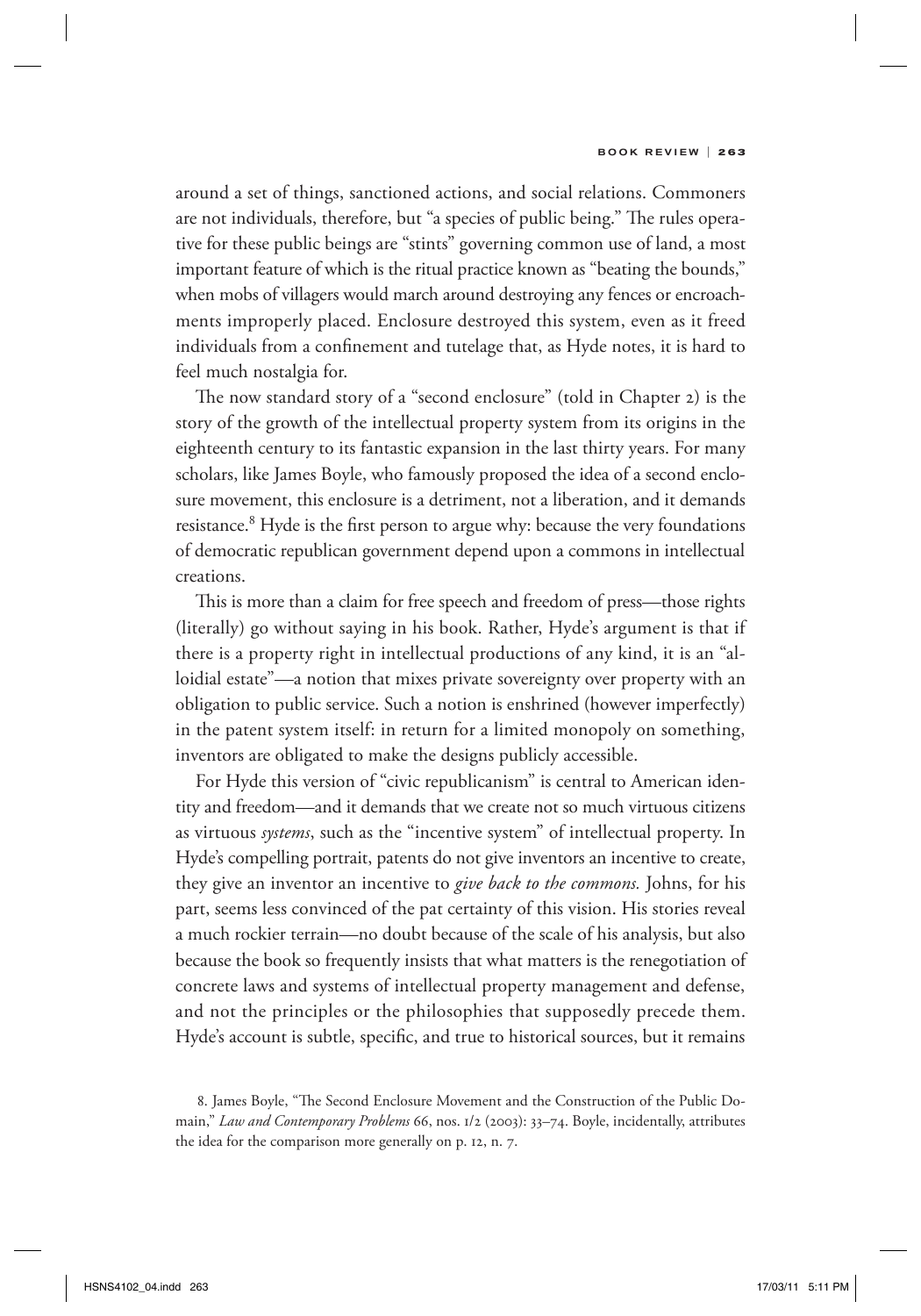around a set of things, sanctioned actions, and social relations. Commoners are not individuals, therefore, but "a species of public being." The rules operative for these public beings are "stints" governing common use of land, a most important feature of which is the ritual practice known as "beating the bounds," when mobs of villagers would march around destroying any fences or encroachments improperly placed. Enclosure destroyed this system, even as it freed individuals from a confinement and tutelage that, as Hyde notes, it is hard to feel much nostalgia for.

The now standard story of a "second enclosure" (told in Chapter 2) is the story of the growth of the intellectual property system from its origins in the eighteenth century to its fantastic expansion in the last thirty years. For many scholars, like James Boyle, who famously proposed the idea of a second enclosure movement, this enclosure is a detriment, not a liberation, and it demands resistance.[8] Hyde is the first person to argue why: because the very foundations of democratic republican government depend upon a commons in intellectual creations.

This is more than a claim for free speech and freedom of press—those rights (literally) go without saying in his book. Rather, Hyde's argument is that if there is a property right in intellectual productions of any kind, it is an "alloidial estate"—a notion that mixes private sovereignty over property with an obligation to public service. Such a notion is enshrined (however imperfectly) in the patent system itself: in return for a limited monopoly on something, inventors are obligated to make the designs publicly accessible.

For Hyde this version of "civic republicanism" is central to American identity and freedom—and it demands that we create not so much virtuous citizens as virtuous *systems*, such as the "incentive system" of intellectual property. In Hyde's compelling portrait, patents do not give inventors an incentive to create, they give an inventor an incentive to *give back to the commons.* Johns, for his part, seems less convinced of the pat certainty of this vision. His stories reveal a much rockier terrain—no doubt because of the scale of his analysis, but also because the book so frequently insists that what matters is the renegotiation of concrete laws and systems of intellectual property management and defense, and not the principles or the philosophies that supposedly precede them. Hyde's account is subtle, specific, and true to historical sources, but it remains

8. James Boyle, "The Second Enclosure Movement and the Construction of the Public Domain," *Law and Contemporary Problems* 66, nos. 1/2 (2003): 33–74. Boyle, incidentally, attributes the idea for the comparison more generally on p. 12, n. 7.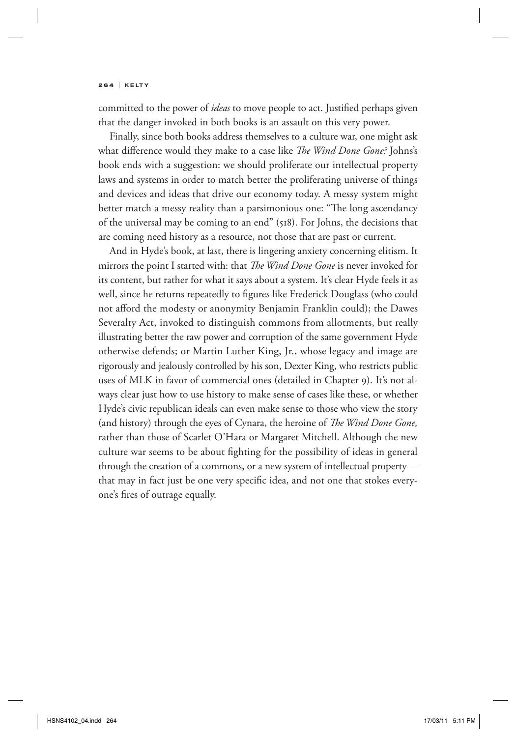committed to the power of *ideas* to move people to act. Justified perhaps given that the danger invoked in both books is an assault on this very power.

Finally, since both books address themselves to a culture war, one might ask what difference would they make to a case like *The Wind Done Gone?* Johns's book ends with a suggestion: we should proliferate our intellectual property laws and systems in order to match better the proliferating universe of things and devices and ideas that drive our economy today. A messy system might better match a messy reality than a parsimonious one: "The long ascendancy of the universal may be coming to an end" (518). For Johns, the decisions that are coming need history as a resource, not those that are past or current.

And in Hyde's book, at last, there is lingering anxiety concerning elitism. It mirrors the point I started with: that *The Wind Done Gone* is never invoked for its content, but rather for what it says about a system. It's clear Hyde feels it as well, since he returns repeatedly to figures like Frederick Douglass (who could not afford the modesty or anonymity Benjamin Franklin could); the Dawes Severalty Act, invoked to distinguish commons from allotments, but really illustrating better the raw power and corruption of the same government Hyde otherwise defends; or Martin Luther King, Jr., whose legacy and image are rigorously and jealously controlled by his son, Dexter King, who restricts public uses of MLK in favor of commercial ones (detailed in Chapter 9). It's not always clear just how to use history to make sense of cases like these, or whether Hyde's civic republican ideals can even make sense to those who view the story (and history) through the eyes of Cynara, the heroine of *The Wind Done Gone,* rather than those of Scarlet O'Hara or Margaret Mitchell. Although the new culture war seems to be about fighting for the possibility of ideas in general through the creation of a commons, or a new system of intellectual property—that may in fact just be one very specific idea, and not one that stokes everyone's fires of outrage equally.